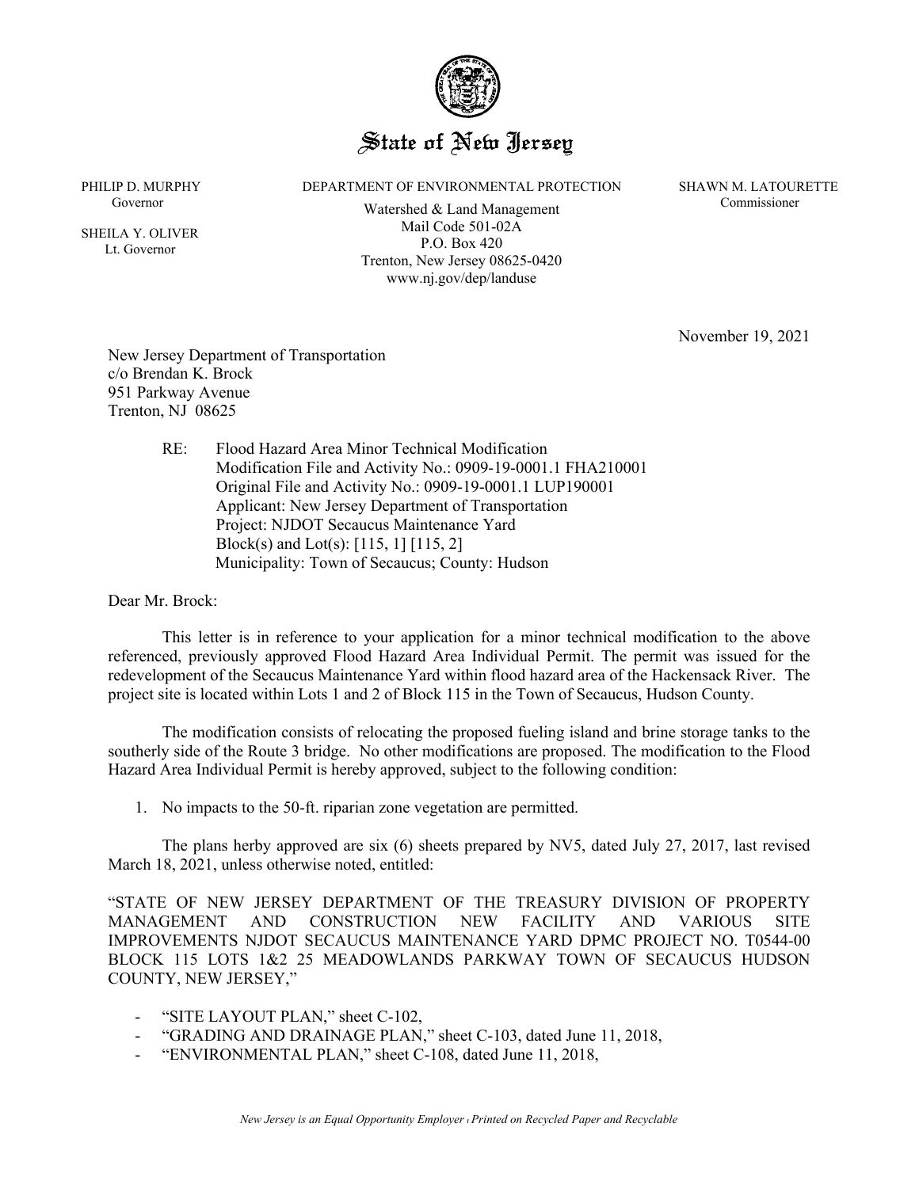# State of New Jersey

PHILIP D. MURPHY
Governor

SHEILA Y. OLIVER
Lt. Governor

DEPARTMENT OF ENVIRONMENTAL PROTECTION
Watershed & Land Management
Mail Code 501-02A
P.O. Box 420
Trenton, New Jersey 08625-0420
www.nj.gov/dep/landuse

SHAWN M. LATOURETTE
Commissioner

November 19, 2021

New Jersey Department of Transportation
c/o Brendan K. Brock
951 Parkway Avenue
Trenton, NJ 08625

RE: Flood Hazard Area Minor Technical Modification
Modification File and Activity No.: 0909-19-0001.1 FHA210001
Original File and Activity No.: 0909-19-0001.1 LUP190001
Applicant: New Jersey Department of Transportation
Project: NJDOT Secaucus Maintenance Yard
Block(s) and Lot(s): [115, 1] [115, 2]
Municipality: Town of Secaucus; County: Hudson

Dear Mr. Brock:

This letter is in reference to your application for a minor technical modification to the above referenced, previously approved Flood Hazard Area Individual Permit. The permit was issued for the redevelopment of the Secaucus Maintenance Yard within flood hazard area of the Hackensack River. The project site is located within Lots 1 and 2 of Block 115 in the Town of Secaucus, Hudson County.

The modification consists of relocating the proposed fueling island and brine storage tanks to the southerly side of the Route 3 bridge. No other modifications are proposed. The modification to the Flood Hazard Area Individual Permit is hereby approved, subject to the following condition:

1. No impacts to the 50-ft. riparian zone vegetation are permitted.

The plans herby approved are six (6) sheets prepared by NV5, dated July 27, 2017, last revised March 18, 2021, unless otherwise noted, entitled:

"STATE OF NEW JERSEY DEPARTMENT OF THE TREASURY DIVISION OF PROPERTY MANAGEMENT AND CONSTRUCTION NEW FACILITY AND VARIOUS SITE IMPROVEMENTS NJDOT SECAUCUS MAINTENANCE YARD DPMC PROJECT NO. T0544-00 BLOCK 115 LOTS 1&2 25 MEADOWLANDS PARKWAY TOWN OF SECAUCUS HUDSON COUNTY, NEW JERSEY,"

- "SITE LAYOUT PLAN," sheet C-102,
- "GRADING AND DRAINAGE PLAN," sheet C-103, dated June 11, 2018,
- "ENVIRONMENTAL PLAN," sheet C-108, dated June 11, 2018,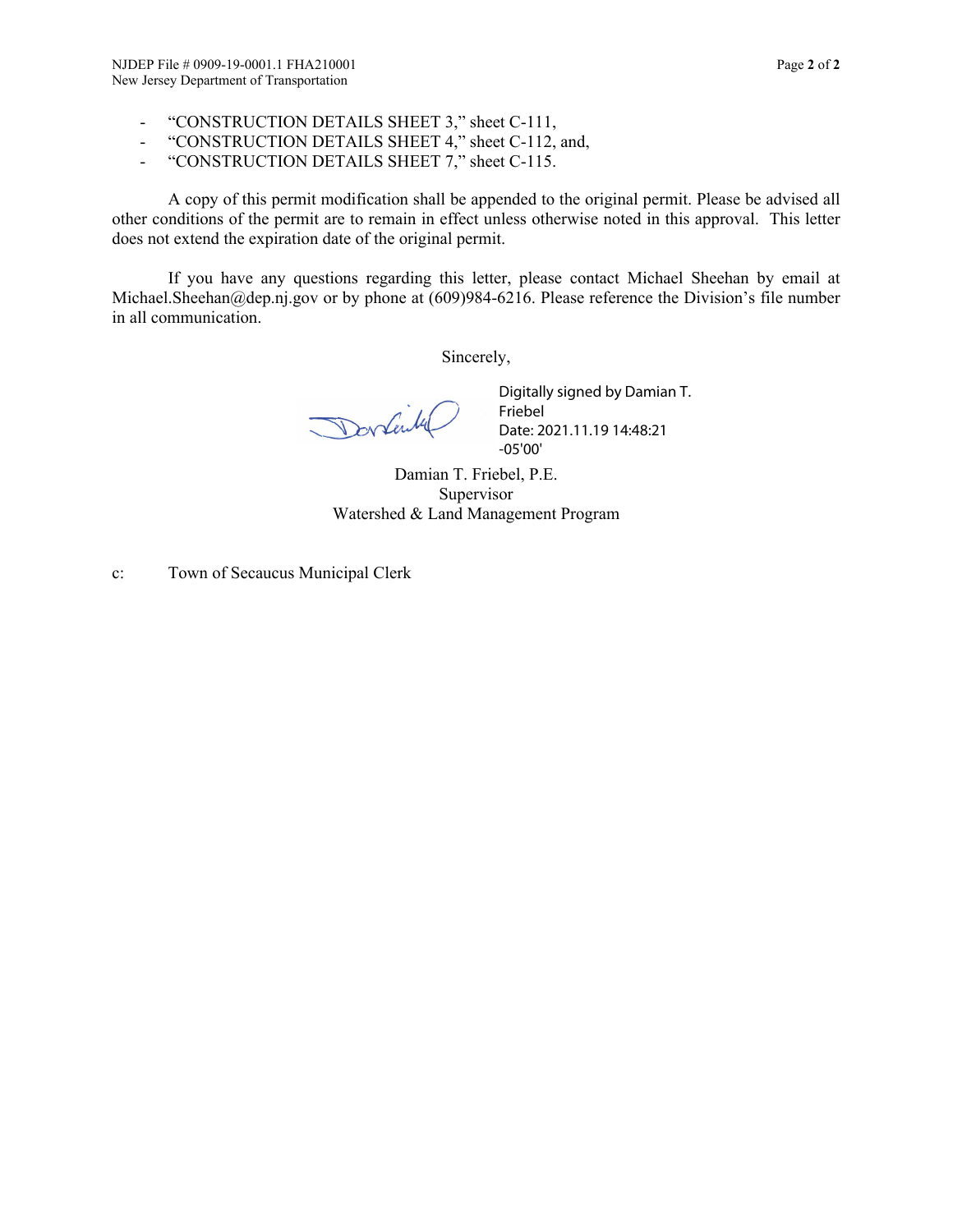- "CONSTRUCTION DETAILS SHEET 3," sheet C-111,
- "CONSTRUCTION DETAILS SHEET 4," sheet C-112, and,
- "CONSTRUCTION DETAILS SHEET 7," sheet C-115.

A copy of this permit modification shall be appended to the original permit. Please be advised all other conditions of the permit are to remain in effect unless otherwise noted in this approval. This letter does not extend the expiration date of the original permit.

If you have any questions regarding this letter, please contact Michael Sheehan by email at Michael.Sheehan@dep.nj.gov or by phone at (609)984-6216. Please reference the Division's file number in all communication.

Sincerely,

Digitally signed by Damian T. Friebel
Date: 2021.11.19 14:48:21 -05'00'

Damian T. Friebel, P.E.
Supervisor
Watershed & Land Management Program

c: Town of Secaucus Municipal Clerk